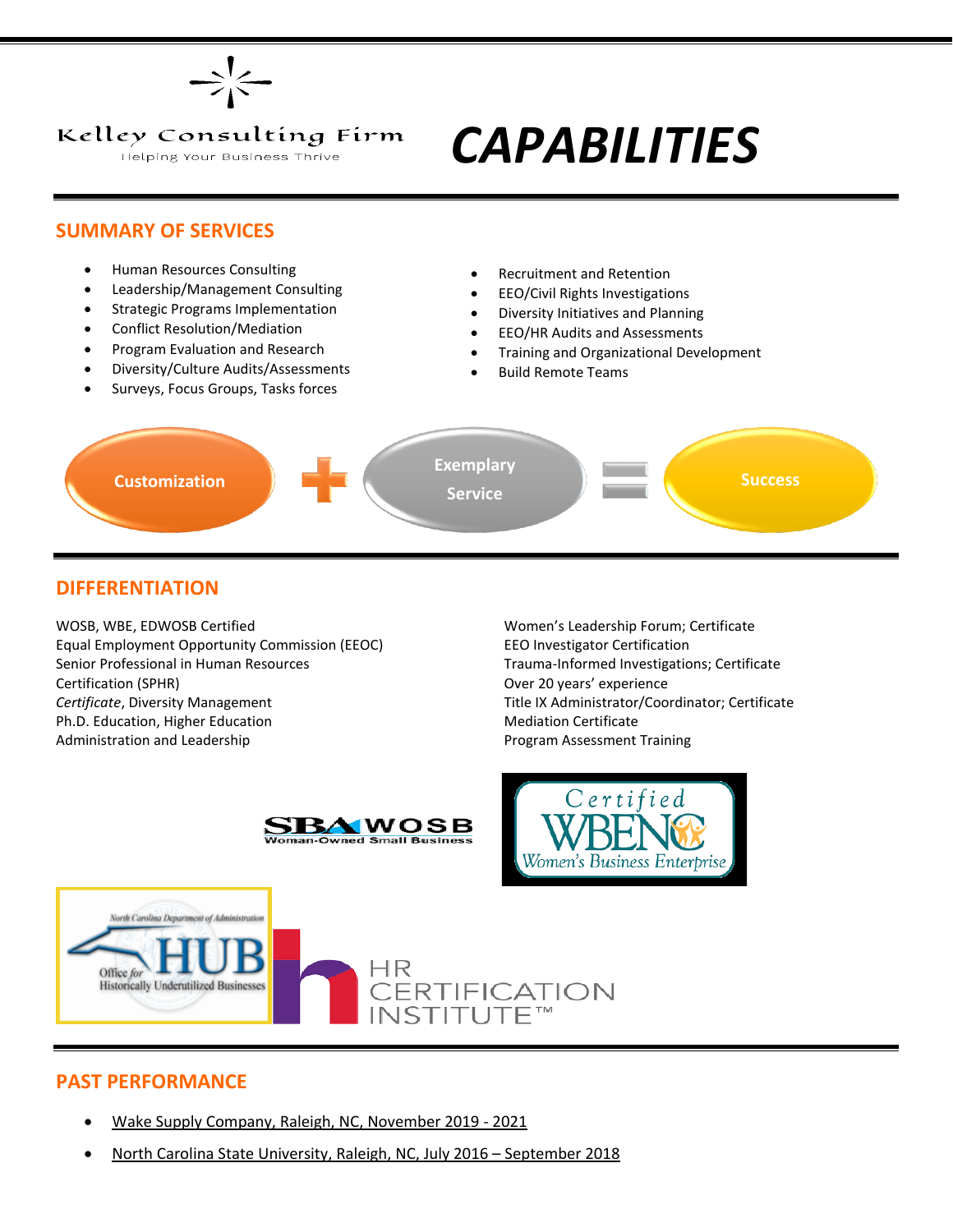Kelley Consulting Firm

Helping Your Business Thrive

# CAPABILITIES

## SUMMARY OF SERVICES

- Human Resources Consulting
- Leadership/Management Consulting
- Strategic Programs Implementation
- Conflict Resolution/Mediation
- Program Evaluation and Research
- Diversity/Culture Audits/Assessments
- Surveys, Focus Groups, Tasks forces
- Recruitment and Retention
- EEO/Civil Rights Investigations
- Diversity Initiatives and Planning
- EEO/HR Audits and Assessments
- Training and Organizational Development
- Build Remote Teams

Customization + Exemplary Service = Success

## DIFFERENTIATION

WOSB, WBE, EDWOSB Certified
Equal Employment Opportunity Commission (EEOC)
Senior Professional in Human Resources
Certification (SPHR)
*Certificate*, Diversity Management
Ph.D. Education, Higher Education
Administration and Leadership

Women's Leadership Forum; Certificate
EEO Investigator Certification
Trauma-Informed Investigations; Certificate
Over 20 years' experience
Title IX Administrator/Coordinator; Certificate
Mediation Certificate
Program Assessment Training

SBA WOSB Woman-Owned Small Business

Certified WBENC Women's Business Enterprise

North Carolina Department of Administration HUB Office for Historically Underutilized Businesses

HR CERTIFICATION INSTITUTE™

## PAST PERFORMANCE

- Wake Supply Company, Raleigh, NC, November 2019 - 2021
- North Carolina State University, Raleigh, NC, July 2016 – September 2018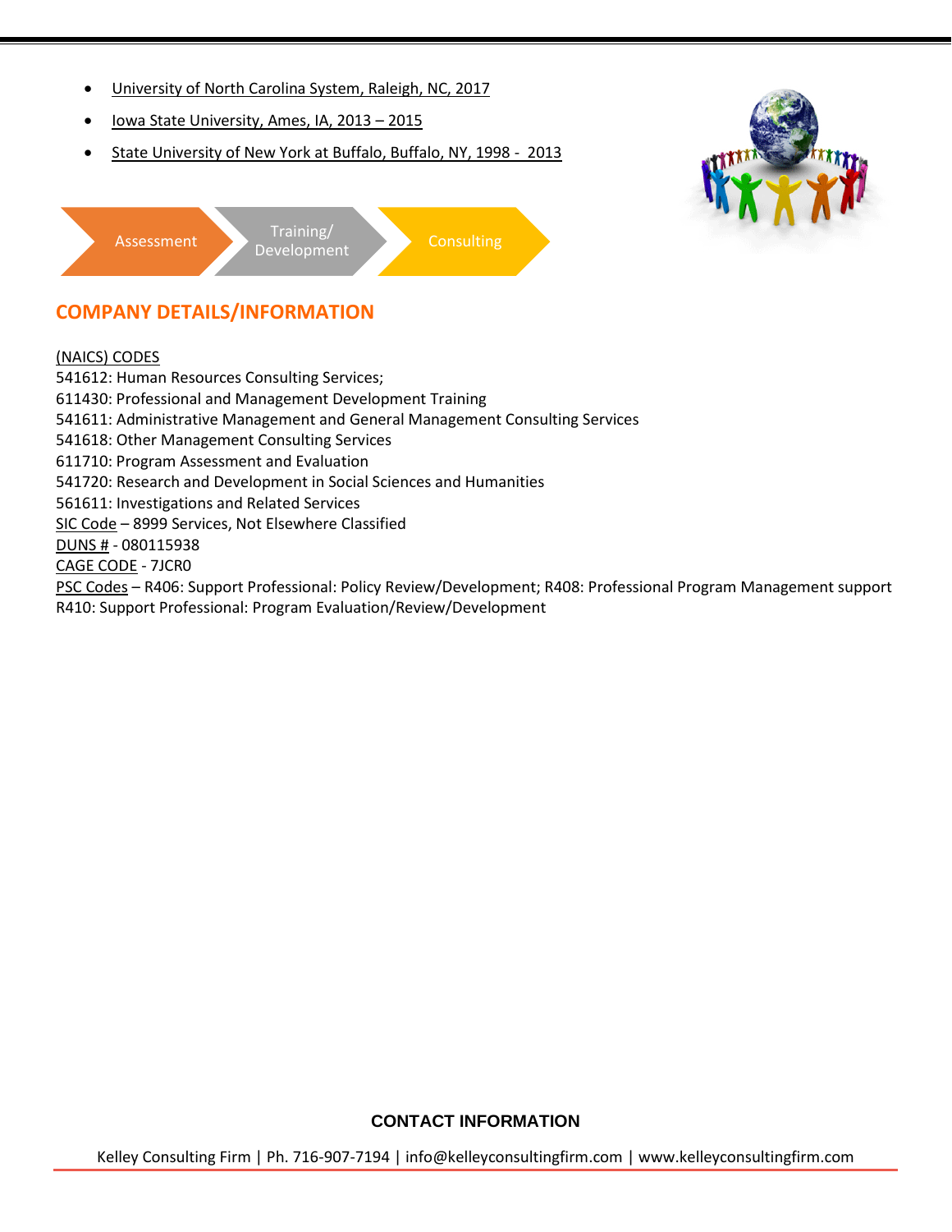- University of North Carolina System, Raleigh, NC, 2017
- Iowa State University, Ames, IA, 2013 – 2015
- State University of New York at Buffalo, Buffalo, NY, 1998 - 2013

Assessment

Training/ Development

Consulting

## COMPANY DETAILS/INFORMATION

(NAICS) CODES
541612: Human Resources Consulting Services;
611430: Professional and Management Development Training
541611: Administrative Management and General Management Consulting Services
541618: Other Management Consulting Services
611710: Program Assessment and Evaluation
541720: Research and Development in Social Sciences and Humanities
561611: Investigations and Related Services
SIC Code – 8999 Services, Not Elsewhere Classified
DUNS # - 080115938
CAGE CODE - 7JCR0
PSC Codes – R406: Support Professional: Policy Review/Development; R408: Professional Program Management support
R410: Support Professional: Program Evaluation/Review/Development

**CONTACT INFORMATION**

Kelley Consulting Firm | Ph. 716-907-7194 | info@kelleyconsultingfirm.com | www.kelleyconsultingfirm.com